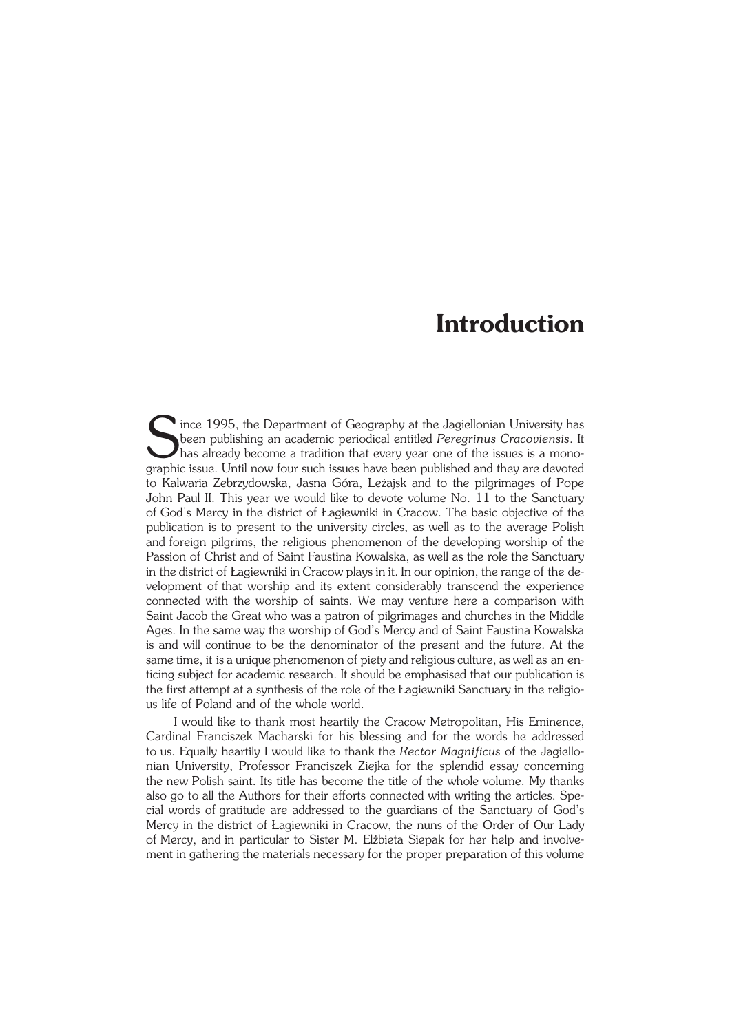# Introduction

Since 1995, the Department of Geography at the Jagiellonian University has been publishing an academic periodical entitled *Peregrinus Cracoviensis*. It has already become a tradition that every year one of the issues is a monographic issue. Until now four such issues have been published and they are devoted to Kalwaria Zebrzydowska, Jasna Góra, Leżajsk and to the pilgrimages of Pope John Paul II. This year we would like to devote volume No. 11 to the Sanctuary of God's Mercy in the district of Łagiewniki in Cracow. The basic objective of the publication is to present to the university circles, as well as to the average Polish and foreign pilgrims, the religious phenomenon of the developing worship of the Passion of Christ and of Saint Faustina Kowalska, as well as the role the Sanctuary in the district of Łagiewniki in Cracow plays in it. In our opinion, the range of the development of that worship and its extent considerably transcend the experience connected with the worship of saints. We may venture here a comparison with Saint Jacob the Great who was a patron of pilgrimages and churches in the Middle Ages. In the same way the worship of God's Mercy and of Saint Faustina Kowalska is and will continue to be the denominator of the present and the future. At the same time, it is a unique phenomenon of piety and religious culture, as well as an enticing subject for academic research. It should be emphasised that our publication is the first attempt at a synthesis of the role of the Łagiewniki Sanctuary in the religious life of Poland and of the whole world.

I would like to thank most heartily the Cracow Metropolitan, His Eminence, Cardinal Franciszek Macharski for his blessing and for the words he addressed to us. Equally heartily I would like to thank the *Rector Magnificus* of the Jagiellonian University, Professor Franciszek Ziejka for the splendid essay concerning the new Polish saint. Its title has become the title of the whole volume. My thanks also go to all the Authors for their efforts connected with writing the articles. Special words of gratitude are addressed to the guardians of the Sanctuary of God's Mercy in the district of Łagiewniki in Cracow, the nuns of the Order of Our Lady of Mercy, and in particular to Sister M. Elżbieta Siepak for her help and involvement in gathering the materials necessary for the proper preparation of this volume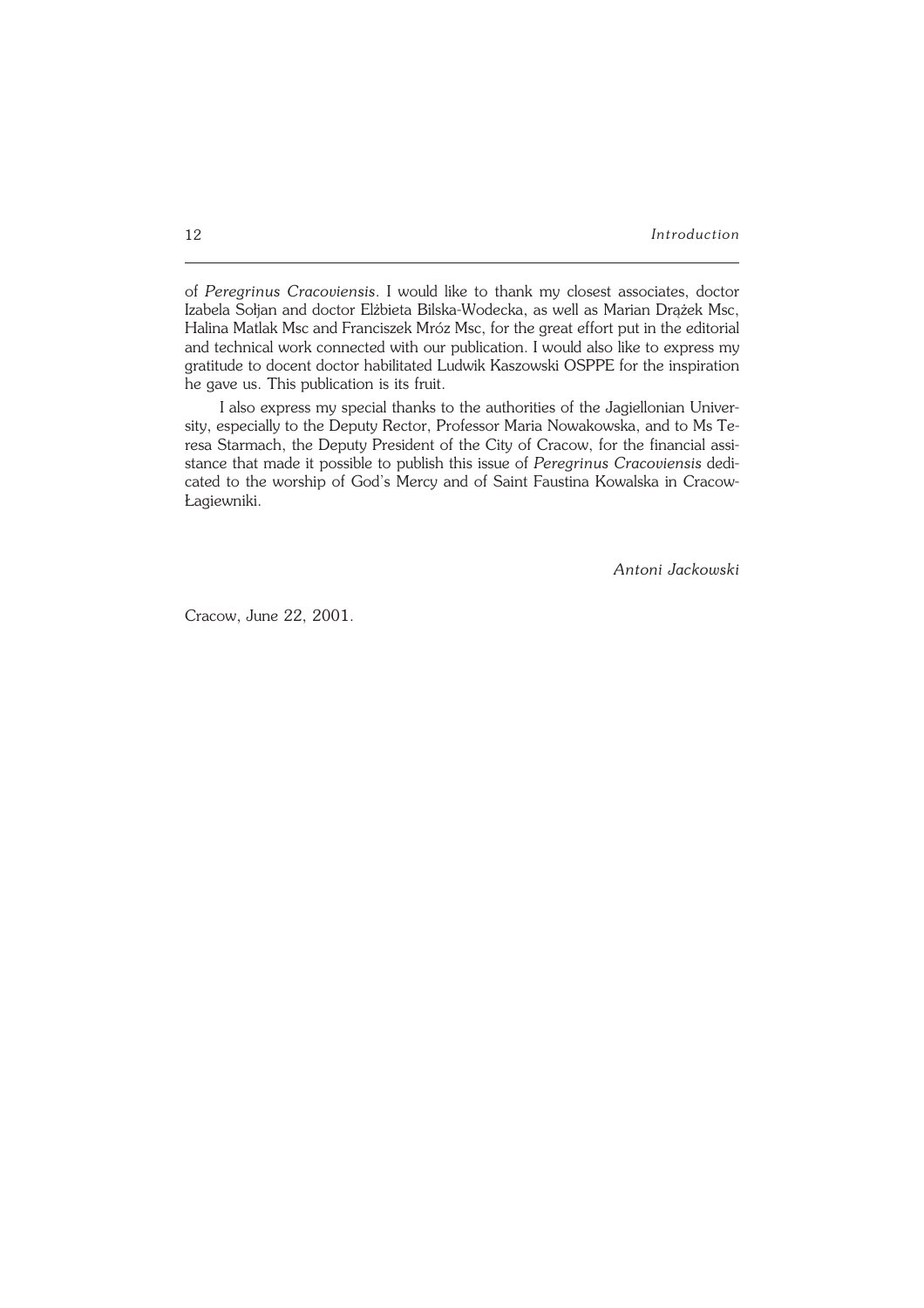of *Peregrinus Cracoviensis*. I would like to thank my closest associates, doctor Izabela Sołjan and doctor Elżbieta Bilska-Wodecka, as well as Marian Drążek Msc, Halina Matlak Msc and Franciszek Mróz Msc, for the great effort put in the editorial and technical work connected with our publication. I would also like to express my gratitude to docent doctor habilitated Ludwik Kaszowski OSPPE for the inspiration he gave us. This publication is its fruit.

I also express my special thanks to the authorities of the Jagiellonian University, especially to the Deputy Rector, Professor Maria Nowakowska, and to Ms Teresa Starmach, the Deputy President of the City of Cracow, for the financial assistance that made it possible to publish this issue of *Peregrinus Cracoviensis* dedicated to the worship of God's Mercy and of Saint Faustina Kowalska in Cracow-Łagiewniki.

*Antoni Jackowski*

Cracow, June 22, 2001.